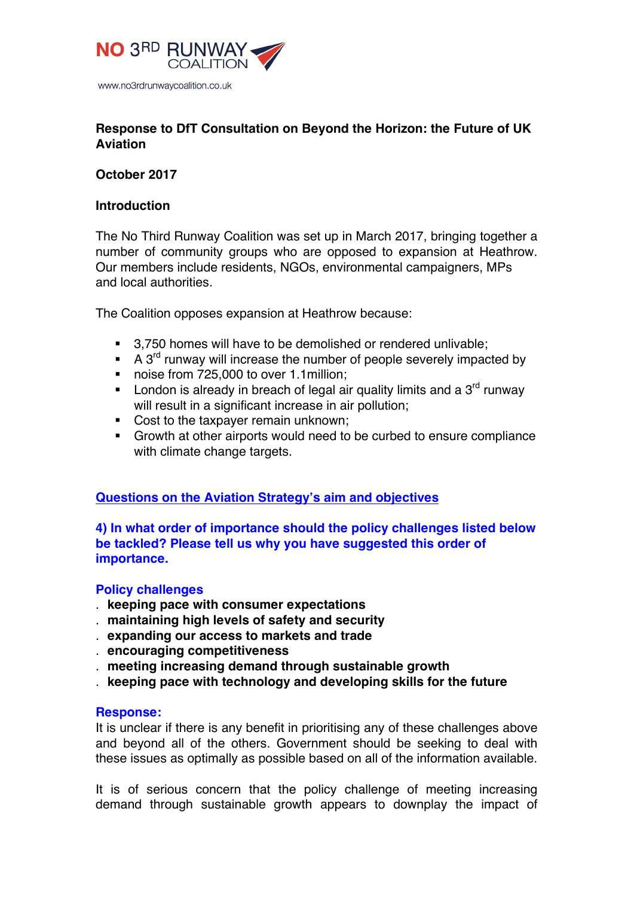NO 3RD RUNWAY COALITION

www.no3rdrunwaycoalition.co.uk

**Response to DfT Consultation on Beyond the Horizon: the Future of UK Aviation**

**October 2017**

**Introduction**

The No Third Runway Coalition was set up in March 2017, bringing together a number of community groups who are opposed to expansion at Heathrow. Our members include residents, NGOs, environmental campaigners, MPs and local authorities.

The Coalition opposes expansion at Heathrow because:

- 3,750 homes will have to be demolished or rendered unlivable;
- A 3rd runway will increase the number of people severely impacted by
- noise from 725,000 to over 1.1million;
- London is already in breach of legal air quality limits and a 3rd runway will result in a significant increase in air pollution;
- Cost to the taxpayer remain unknown;
- Growth at other airports would need to be curbed to ensure compliance with climate change targets.

## Questions on the Aviation Strategy's aim and objectives

**4) In what order of importance should the policy challenges listed below be tackled? Please tell us why you have suggested this order of importance.**

**Policy challenges**

- **keeping pace with consumer expectations**
- **maintaining high levels of safety and security**
- **expanding our access to markets and trade**
- **encouraging competitiveness**
- **meeting increasing demand through sustainable growth**
- **keeping pace with technology and developing skills for the future**

**Response:**

It is unclear if there is any benefit in prioritising any of these challenges above and beyond all of the others. Government should be seeking to deal with these issues as optimally as possible based on all of the information available.

It is of serious concern that the policy challenge of meeting increasing demand through sustainable growth appears to downplay the impact of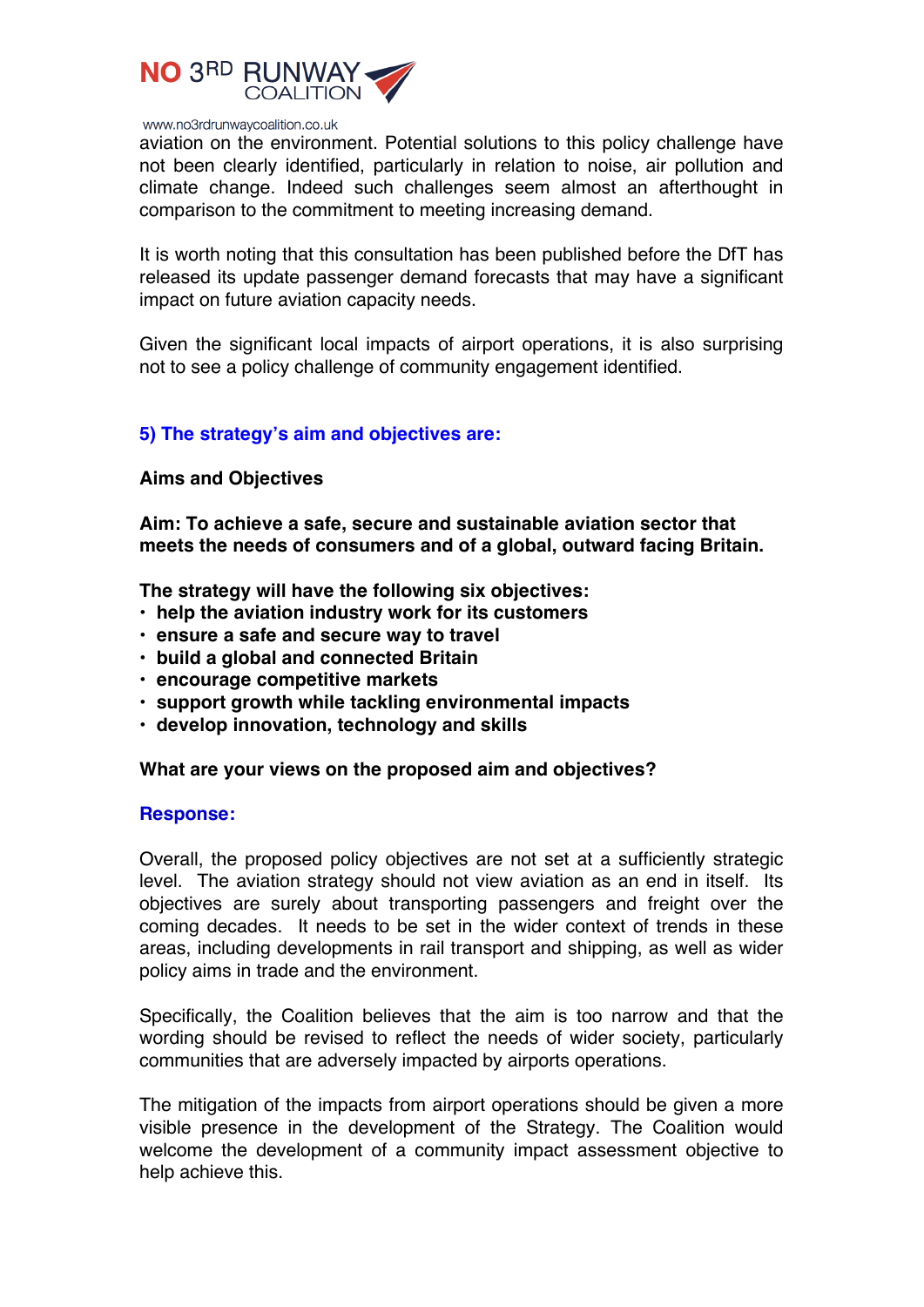aviation on the environment. Potential solutions to this policy challenge have not been clearly identified, particularly in relation to noise, air pollution and climate change. Indeed such challenges seem almost an afterthought in comparison to the commitment to meeting increasing demand.

It is worth noting that this consultation has been published before the DfT has released its update passenger demand forecasts that may have a significant impact on future aviation capacity needs.

Given the significant local impacts of airport operations, it is also surprising not to see a policy challenge of community engagement identified.

### 5) The strategy's aim and objectives are:

**Aims and Objectives**

**Aim: To achieve a safe, secure and sustainable aviation sector that meets the needs of consumers and of a global, outward facing Britain.**

**The strategy will have the following six objectives:**

- **help the aviation industry work for its customers**
- **ensure a safe and secure way to travel**
- **build a global and connected Britain**
- **encourage competitive markets**
- **support growth while tackling environmental impacts**
- **develop innovation, technology and skills**

**What are your views on the proposed aim and objectives?**

**Response:**

Overall, the proposed policy objectives are not set at a sufficiently strategic level. The aviation strategy should not view aviation as an end in itself. Its objectives are surely about transporting passengers and freight over the coming decades. It needs to be set in the wider context of trends in these areas, including developments in rail transport and shipping, as well as wider policy aims in trade and the environment.

Specifically, the Coalition believes that the aim is too narrow and that the wording should be revised to reflect the needs of wider society, particularly communities that are adversely impacted by airports operations.

The mitigation of the impacts from airport operations should be given a more visible presence in the development of the Strategy. The Coalition would welcome the development of a community impact assessment objective to help achieve this.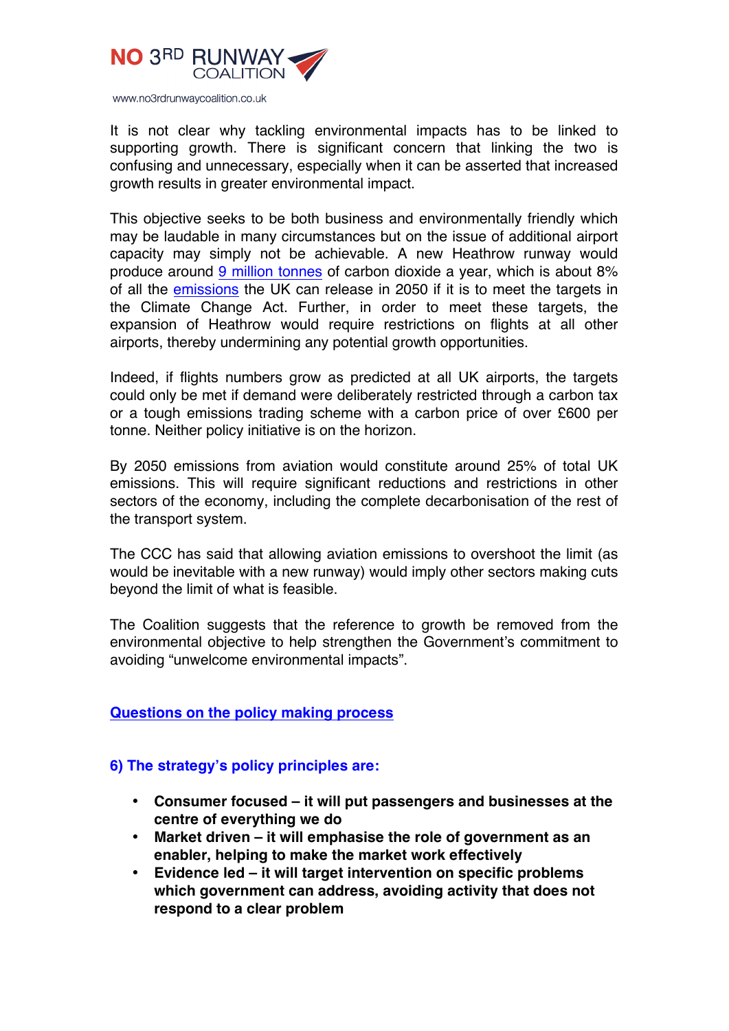It is not clear why tackling environmental impacts has to be linked to supporting growth. There is significant concern that linking the two is confusing and unnecessary, especially when it can be asserted that increased growth results in greater environmental impact.

This objective seeks to be both business and environmentally friendly which may be laudable in many circumstances but on the issue of additional airport capacity may simply not be achievable. A new Heathrow runway would produce around 9 million tonnes of carbon dioxide a year, which is about 8% of all the emissions the UK can release in 2050 if it is to meet the targets in the Climate Change Act. Further, in order to meet these targets, the expansion of Heathrow would require restrictions on flights at all other airports, thereby undermining any potential growth opportunities.

Indeed, if flights numbers grow as predicted at all UK airports, the targets could only be met if demand were deliberately restricted through a carbon tax or a tough emissions trading scheme with a carbon price of over £600 per tonne. Neither policy initiative is on the horizon.

By 2050 emissions from aviation would constitute around 25% of total UK emissions. This will require significant reductions and restrictions in other sectors of the economy, including the complete decarbonisation of the rest of the transport system.

The CCC has said that allowing aviation emissions to overshoot the limit (as would be inevitable with a new runway) would imply other sectors making cuts beyond the limit of what is feasible.

The Coalition suggests that the reference to growth be removed from the environmental objective to help strengthen the Government's commitment to avoiding "unwelcome environmental impacts".

## Questions on the policy making process

### 6) The strategy's policy principles are:

- **Consumer focused – it will put passengers and businesses at the centre of everything we do**
- **Market driven – it will emphasise the role of government as an enabler, helping to make the market work effectively**
- **Evidence led – it will target intervention on specific problems which government can address, avoiding activity that does not respond to a clear problem**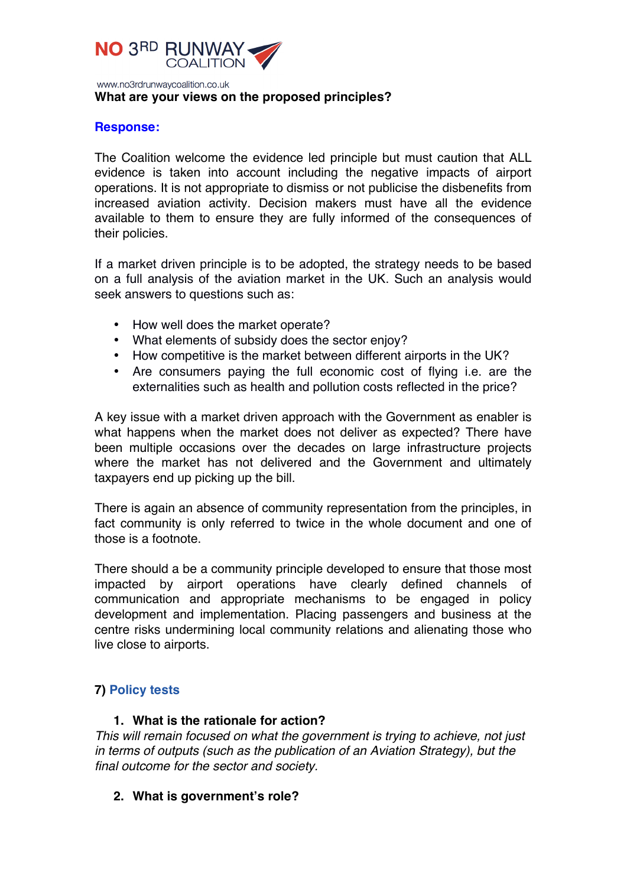**What are your views on the proposed principles?**

**Response:**

The Coalition welcome the evidence led principle but must caution that ALL evidence is taken into account including the negative impacts of airport operations. It is not appropriate to dismiss or not publicise the disbenefits from increased aviation activity. Decision makers must have all the evidence available to them to ensure they are fully informed of the consequences of their policies.

If a market driven principle is to be adopted, the strategy needs to be based on a full analysis of the aviation market in the UK. Such an analysis would seek answers to questions such as:

- How well does the market operate?
- What elements of subsidy does the sector enjoy?
- How competitive is the market between different airports in the UK?
- Are consumers paying the full economic cost of flying i.e. are the externalities such as health and pollution costs reflected in the price?

A key issue with a market driven approach with the Government as enabler is what happens when the market does not deliver as expected? There have been multiple occasions over the decades on large infrastructure projects where the market has not delivered and the Government and ultimately taxpayers end up picking up the bill.

There is again an absence of community representation from the principles, in fact community is only referred to twice in the whole document and one of those is a footnote.

There should a be a community principle developed to ensure that those most impacted by airport operations have clearly defined channels of communication and appropriate mechanisms to be engaged in policy development and implementation. Placing passengers and business at the centre risks undermining local community relations and alienating those who live close to airports.

## 7) Policy tests

1. **What is the rationale for action?**

*This will remain focused on what the government is trying to achieve, not just in terms of outputs (such as the publication of an Aviation Strategy), but the final outcome for the sector and society.*

2. **What is government's role?**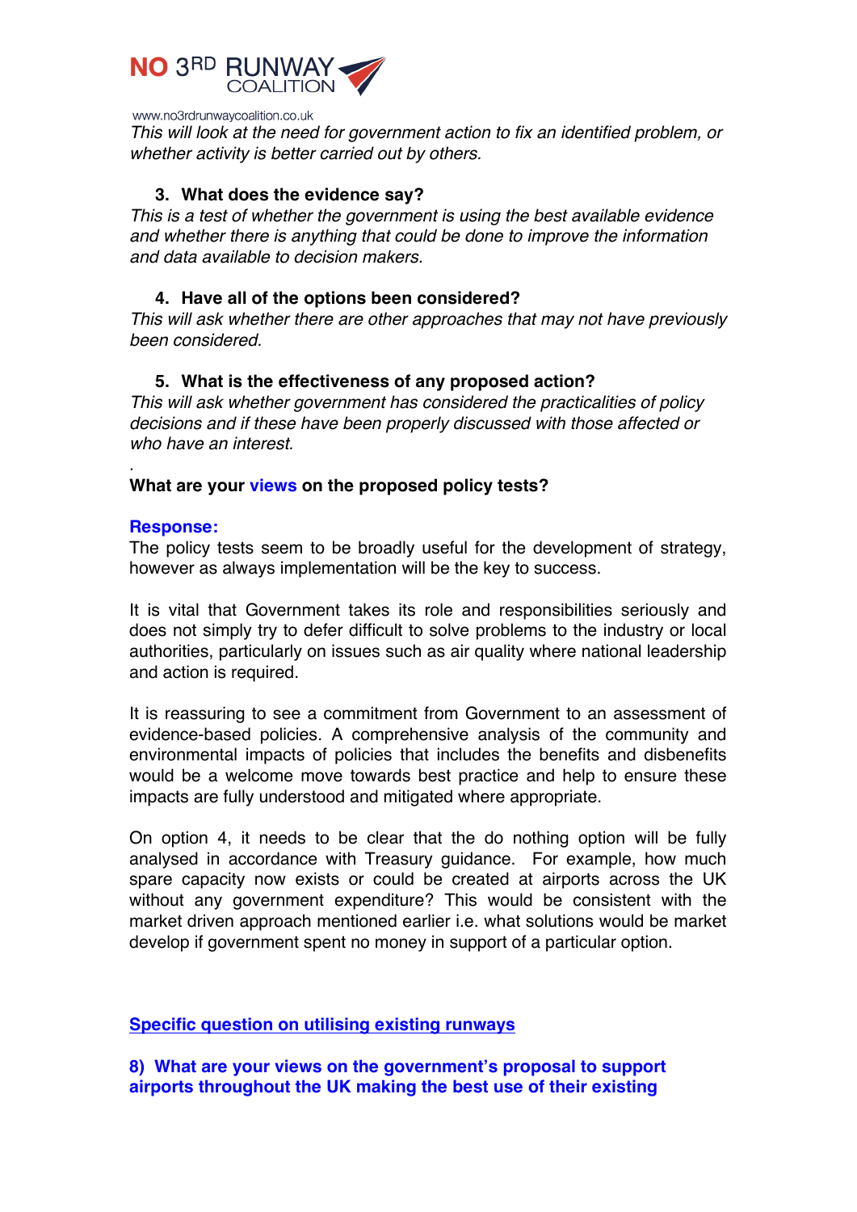*This will look at the need for government action to fix an identified problem, or whether activity is better carried out by others.*

3. **What does the evidence say?**

*This is a test of whether the government is using the best available evidence and whether there is anything that could be done to improve the information and data available to decision makers.*

4. **Have all of the options been considered?**

*This will ask whether there are other approaches that may not have previously been considered.*

5. **What is the effectiveness of any proposed action?**

*This will ask whether government has considered the practicalities of policy decisions and if these have been properly discussed with those affected or who have an interest.*

.

**What are your views on the proposed policy tests?**

**Response:**

The policy tests seem to be broadly useful for the development of strategy, however as always implementation will be the key to success.

It is vital that Government takes its role and responsibilities seriously and does not simply try to defer difficult to solve problems to the industry or local authorities, particularly on issues such as air quality where national leadership and action is required.

It is reassuring to see a commitment from Government to an assessment of evidence-based policies. A comprehensive analysis of the community and environmental impacts of policies that includes the benefits and disbenefits would be a welcome move towards best practice and help to ensure these impacts are fully understood and mitigated where appropriate.

On option 4, it needs to be clear that the do nothing option will be fully analysed in accordance with Treasury guidance. For example, how much spare capacity now exists or could be created at airports across the UK without any government expenditure? This would be consistent with the market driven approach mentioned earlier i.e. what solutions would be market develop if government spent no money in support of a particular option.

## Specific question on utilising existing runways

**8) What are your views on the government's proposal to support airports throughout the UK making the best use of their existing**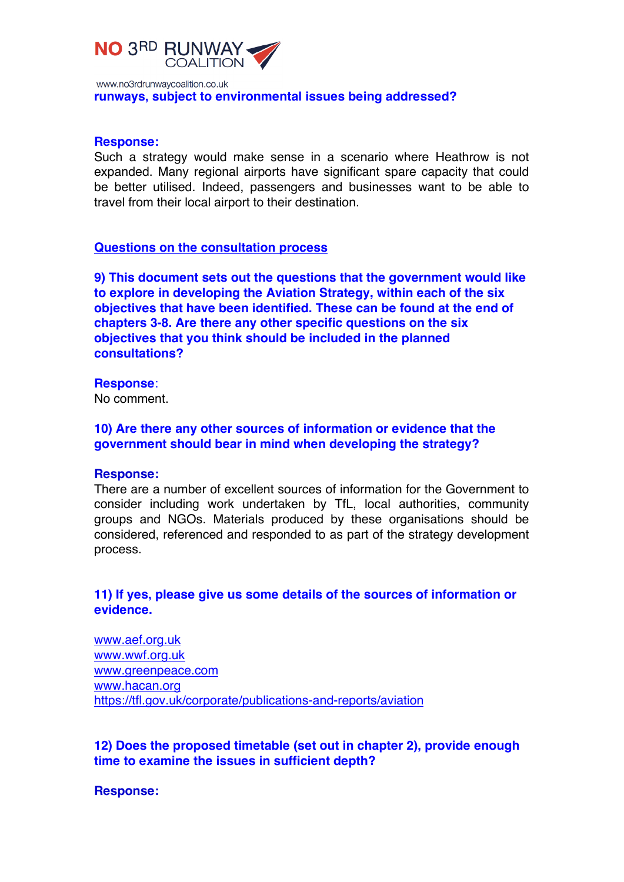**runways, subject to environmental issues being addressed?**

**Response:**

Such a strategy would make sense in a scenario where Heathrow is not expanded. Many regional airports have significant spare capacity that could be better utilised. Indeed, passengers and businesses want to be able to travel from their local airport to their destination.

## Questions on the consultation process

**9) This document sets out the questions that the government would like to explore in developing the Aviation Strategy, within each of the six objectives that have been identified. These can be found at the end of chapters 3-8. Are there any other specific questions on the six objectives that you think should be included in the planned consultations?**

**Response**:

No comment.

**10) Are there any other sources of information or evidence that the government should bear in mind when developing the strategy?**

**Response:**

There are a number of excellent sources of information for the Government to consider including work undertaken by TfL, local authorities, community groups and NGOs. Materials produced by these organisations should be considered, referenced and responded to as part of the strategy development process.

**11) If yes, please give us some details of the sources of information or evidence.**

www.aef.org.uk
www.wwf.org.uk
www.greenpeace.com
www.hacan.org
https://tfl.gov.uk/corporate/publications-and-reports/aviation

**12) Does the proposed timetable (set out in chapter 2), provide enough time to examine the issues in sufficient depth?**

**Response:**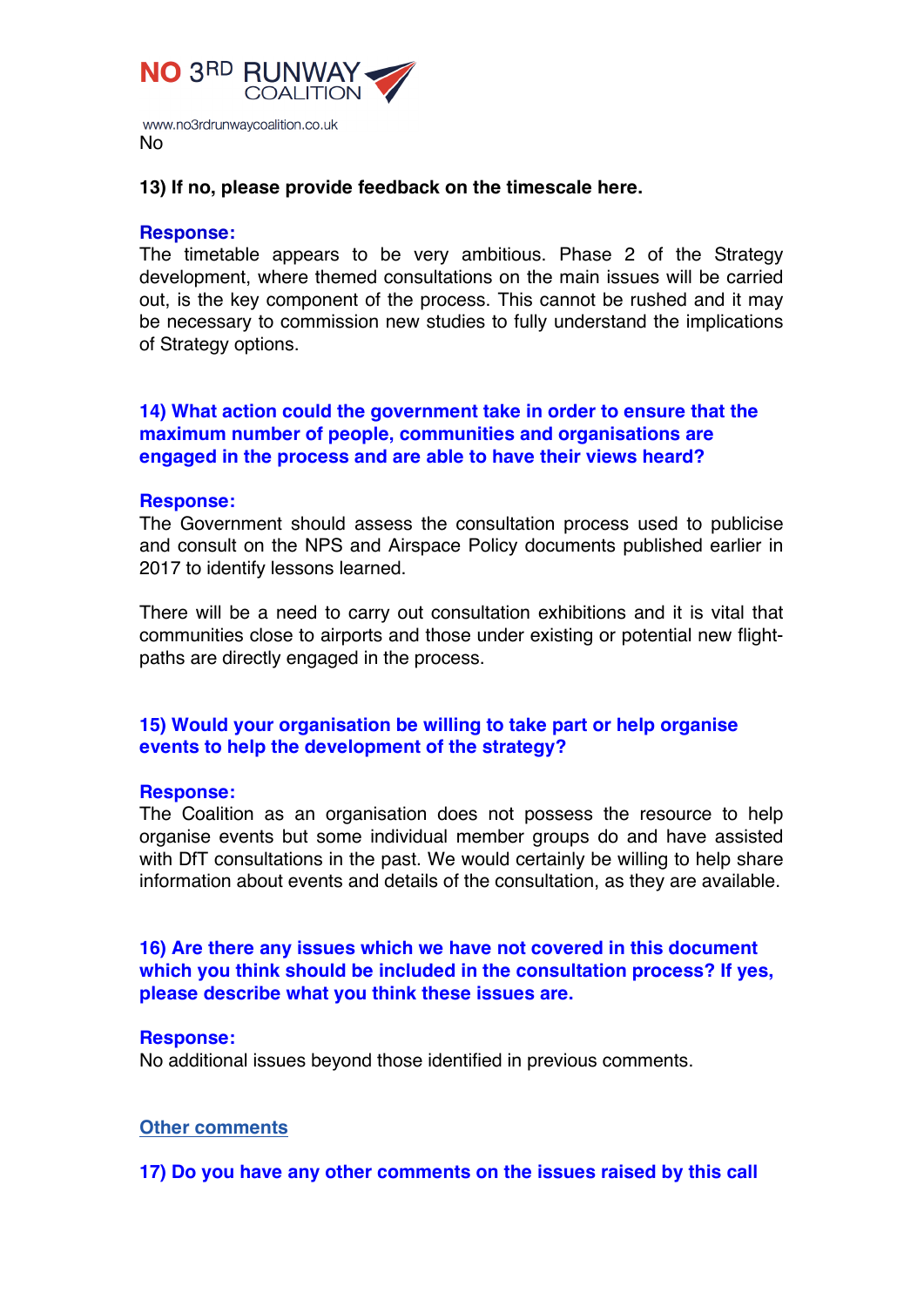No

**13) If no, please provide feedback on the timescale here.**

**Response:**
The timetable appears to be very ambitious. Phase 2 of the Strategy development, where themed consultations on the main issues will be carried out, is the key component of the process. This cannot be rushed and it may be necessary to commission new studies to fully understand the implications of Strategy options.

**14) What action could the government take in order to ensure that the maximum number of people, communities and organisations are engaged in the process and are able to have their views heard?**

**Response:**
The Government should assess the consultation process used to publicise and consult on the NPS and Airspace Policy documents published earlier in 2017 to identify lessons learned.

There will be a need to carry out consultation exhibitions and it is vital that communities close to airports and those under existing or potential new flight-paths are directly engaged in the process.

**15) Would your organisation be willing to take part or help organise events to help the development of the strategy?**

**Response:**
The Coalition as an organisation does not possess the resource to help organise events but some individual member groups do and have assisted with DfT consultations in the past. We would certainly be willing to help share information about events and details of the consultation, as they are available.

**16) Are there any issues which we have not covered in this document which you think should be included in the consultation process? If yes, please describe what you think these issues are.**

**Response:**
No additional issues beyond those identified in previous comments.

## Other comments

**17) Do you have any other comments on the issues raised by this call**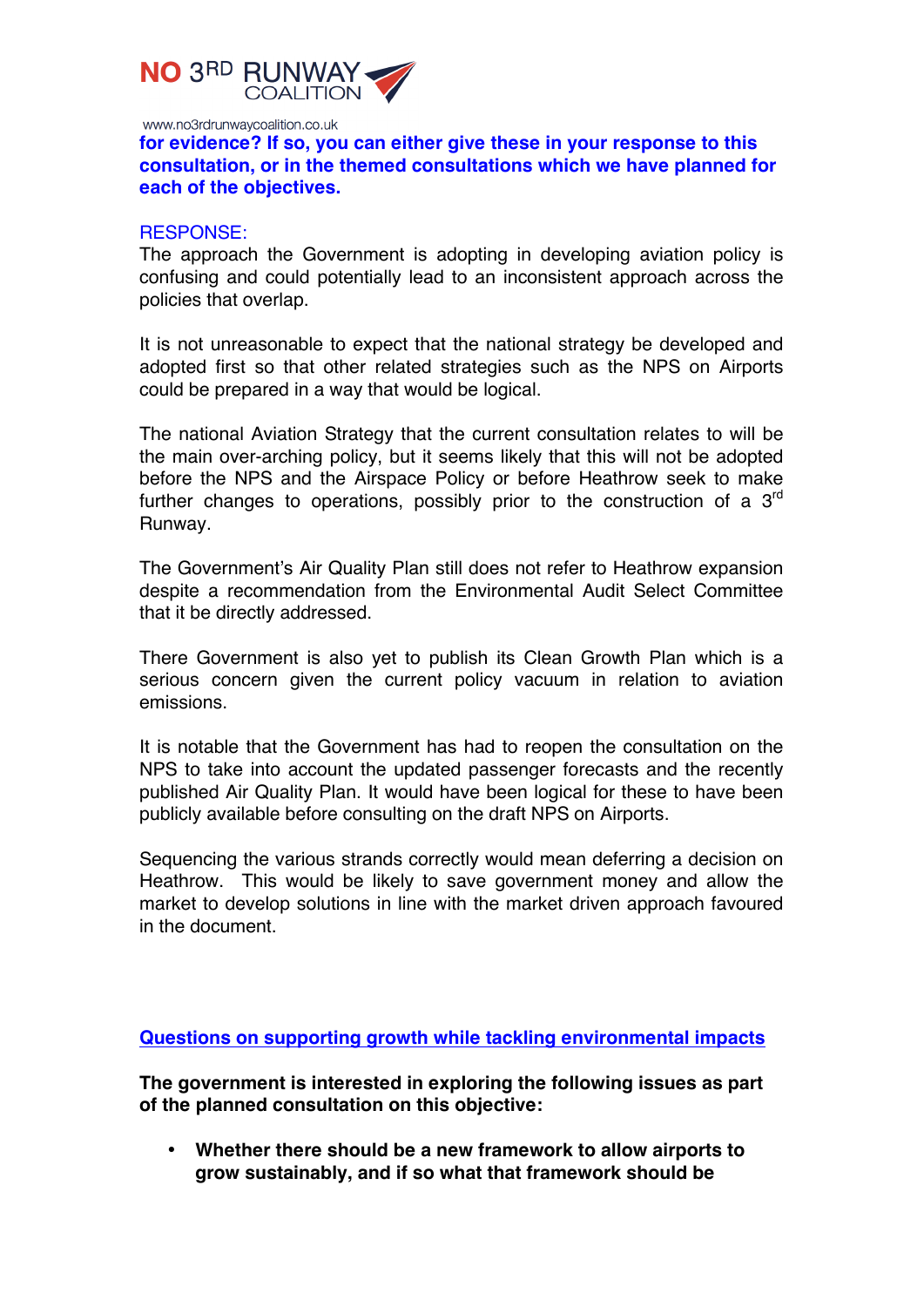**for evidence? If so, you can either give these in your response to this consultation, or in the themed consultations which we have planned for each of the objectives.**

RESPONSE:

The approach the Government is adopting in developing aviation policy is confusing and could potentially lead to an inconsistent approach across the policies that overlap.

It is not unreasonable to expect that the national strategy be developed and adopted first so that other related strategies such as the NPS on Airports could be prepared in a way that would be logical.

The national Aviation Strategy that the current consultation relates to will be the main over-arching policy, but it seems likely that this will not be adopted before the NPS and the Airspace Policy or before Heathrow seek to make further changes to operations, possibly prior to the construction of a 3rd Runway.

The Government's Air Quality Plan still does not refer to Heathrow expansion despite a recommendation from the Environmental Audit Select Committee that it be directly addressed.

There Government is also yet to publish its Clean Growth Plan which is a serious concern given the current policy vacuum in relation to aviation emissions.

It is notable that the Government has had to reopen the consultation on the NPS to take into account the updated passenger forecasts and the recently published Air Quality Plan. It would have been logical for these to have been publicly available before consulting on the draft NPS on Airports.

Sequencing the various strands correctly would mean deferring a decision on Heathrow. This would be likely to save government money and allow the market to develop solutions in line with the market driven approach favoured in the document.

## Questions on supporting growth while tackling environmental impacts

**The government is interested in exploring the following issues as part of the planned consultation on this objective:**

- **Whether there should be a new framework to allow airports to grow sustainably, and if so what that framework should be**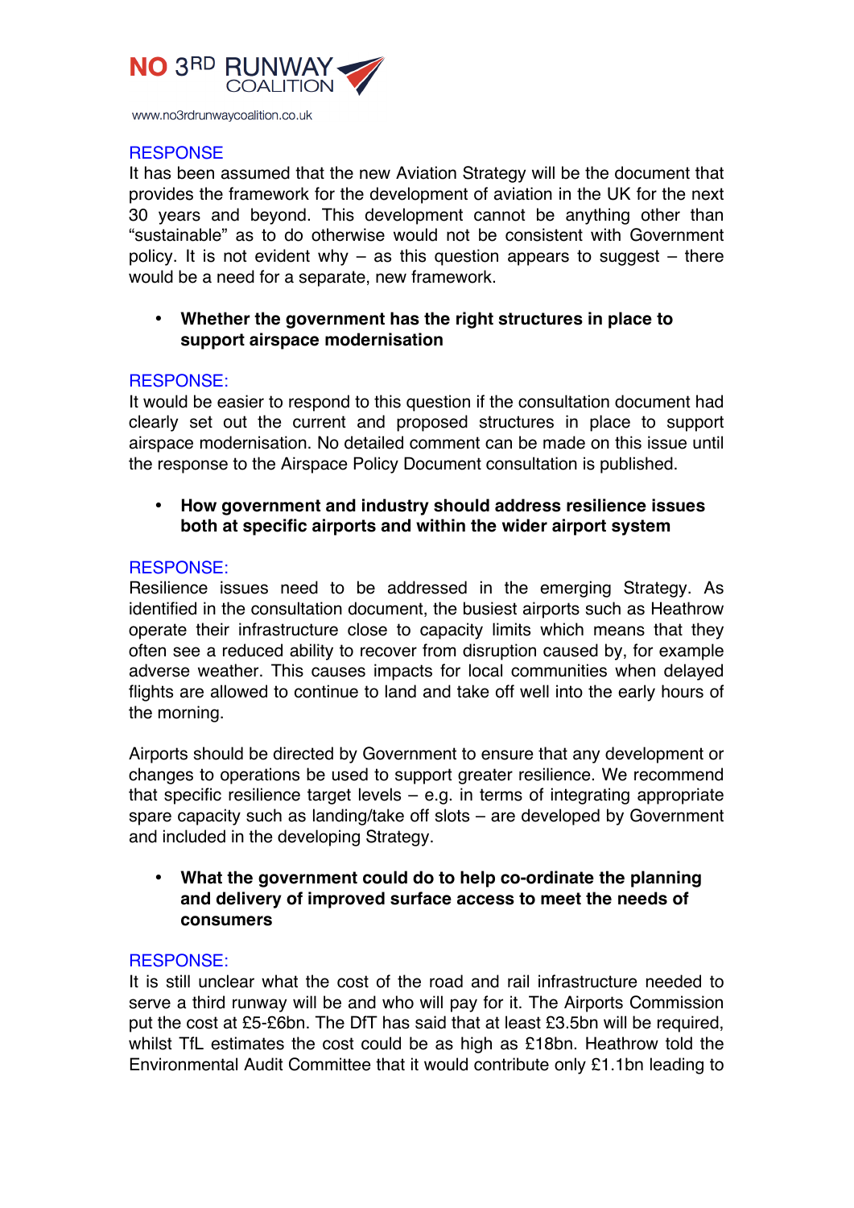RESPONSE

It has been assumed that the new Aviation Strategy will be the document that provides the framework for the development of aviation in the UK for the next 30 years and beyond. This development cannot be anything other than "sustainable" as to do otherwise would not be consistent with Government policy. It is not evident why – as this question appears to suggest – there would be a need for a separate, new framework.

- **Whether the government has the right structures in place to support airspace modernisation**

RESPONSE:

It would be easier to respond to this question if the consultation document had clearly set out the current and proposed structures in place to support airspace modernisation. No detailed comment can be made on this issue until the response to the Airspace Policy Document consultation is published.

- **How government and industry should address resilience issues both at specific airports and within the wider airport system**

RESPONSE:

Resilience issues need to be addressed in the emerging Strategy. As identified in the consultation document, the busiest airports such as Heathrow operate their infrastructure close to capacity limits which means that they often see a reduced ability to recover from disruption caused by, for example adverse weather. This causes impacts for local communities when delayed flights are allowed to continue to land and take off well into the early hours of the morning.

Airports should be directed by Government to ensure that any development or changes to operations be used to support greater resilience. We recommend that specific resilience target levels – e.g. in terms of integrating appropriate spare capacity such as landing/take off slots – are developed by Government and included in the developing Strategy.

- **What the government could do to help co-ordinate the planning and delivery of improved surface access to meet the needs of consumers**

RESPONSE:

It is still unclear what the cost of the road and rail infrastructure needed to serve a third runway will be and who will pay for it. The Airports Commission put the cost at £5-£6bn. The DfT has said that at least £3.5bn will be required, whilst TfL estimates the cost could be as high as £18bn. Heathrow told the Environmental Audit Committee that it would contribute only £1.1bn leading to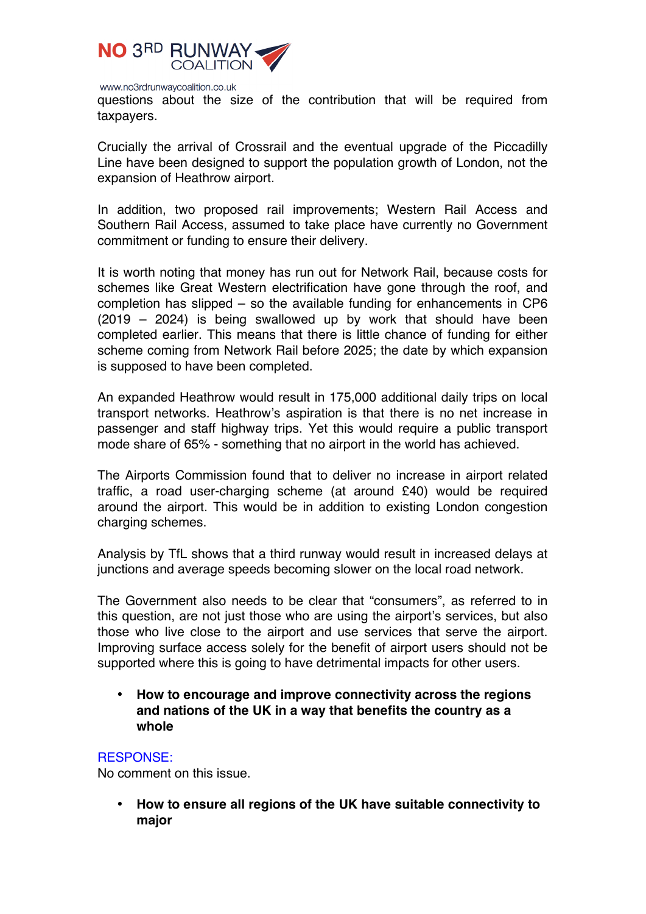questions about the size of the contribution that will be required from taxpayers.

Crucially the arrival of Crossrail and the eventual upgrade of the Piccadilly Line have been designed to support the population growth of London, not the expansion of Heathrow airport.

In addition, two proposed rail improvements; Western Rail Access and Southern Rail Access, assumed to take place have currently no Government commitment or funding to ensure their delivery.

It is worth noting that money has run out for Network Rail, because costs for schemes like Great Western electrification have gone through the roof, and completion has slipped – so the available funding for enhancements in CP6 (2019 – 2024) is being swallowed up by work that should have been completed earlier. This means that there is little chance of funding for either scheme coming from Network Rail before 2025; the date by which expansion is supposed to have been completed.

An expanded Heathrow would result in 175,000 additional daily trips on local transport networks. Heathrow's aspiration is that there is no net increase in passenger and staff highway trips. Yet this would require a public transport mode share of 65% - something that no airport in the world has achieved.

The Airports Commission found that to deliver no increase in airport related traffic, a road user-charging scheme (at around £40) would be required around the airport. This would be in addition to existing London congestion charging schemes.

Analysis by TfL shows that a third runway would result in increased delays at junctions and average speeds becoming slower on the local road network.

The Government also needs to be clear that "consumers", as referred to in this question, are not just those who are using the airport's services, but also those who live close to the airport and use services that serve the airport. Improving surface access solely for the benefit of airport users should not be supported where this is going to have detrimental impacts for other users.

- **How to encourage and improve connectivity across the regions and nations of the UK in a way that benefits the country as a whole**

RESPONSE:
No comment on this issue.

- **How to ensure all regions of the UK have suitable connectivity to major**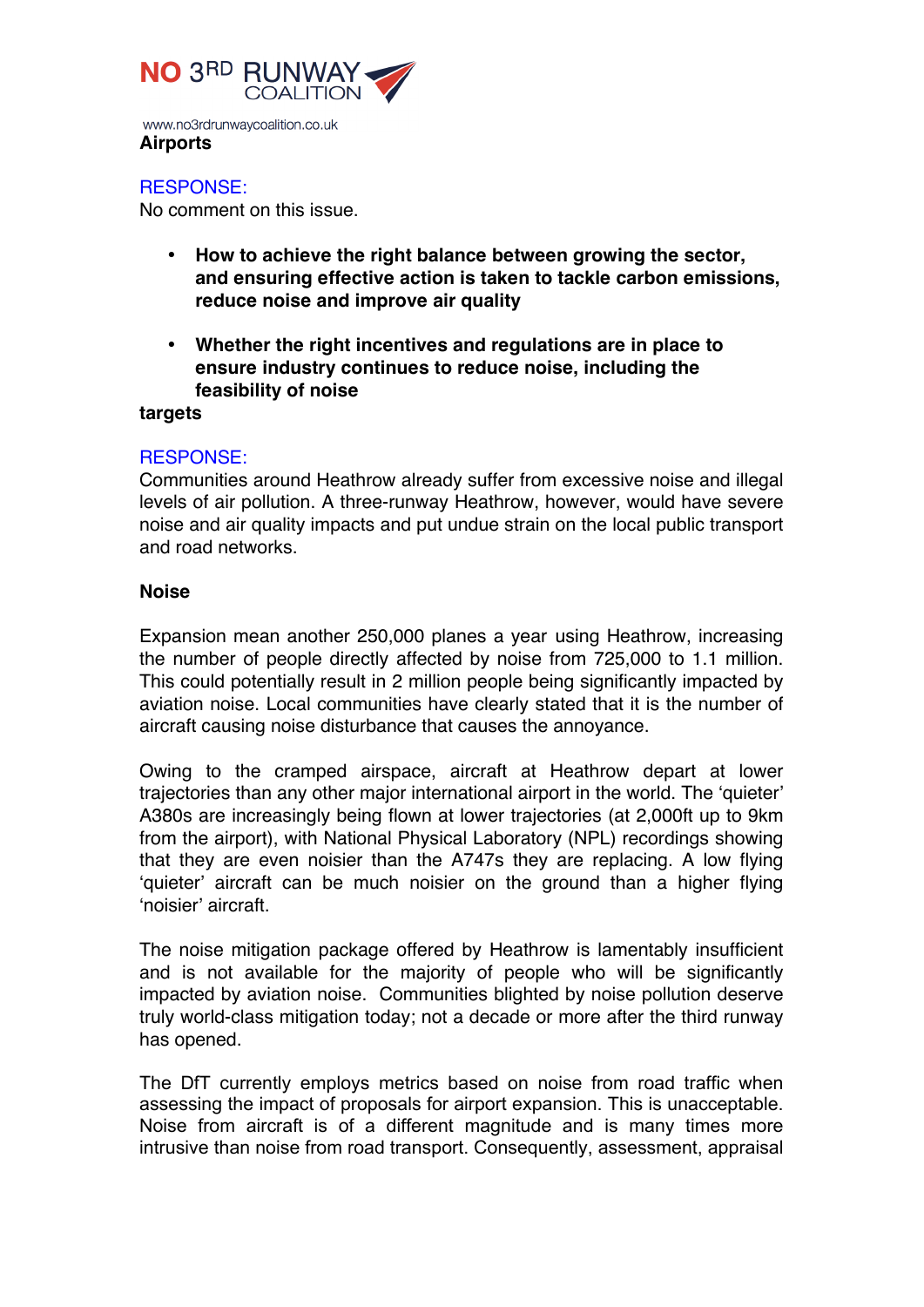**Airports**

RESPONSE:
No comment on this issue.

- **How to achieve the right balance between growing the sector, and ensuring effective action is taken to tackle carbon emissions, reduce noise and improve air quality**

- **Whether the right incentives and regulations are in place to ensure industry continues to reduce noise, including the feasibility of noise targets**

RESPONSE:
Communities around Heathrow already suffer from excessive noise and illegal levels of air pollution. A three-runway Heathrow, however, would have severe noise and air quality impacts and put undue strain on the local public transport and road networks.

**Noise**

Expansion mean another 250,000 planes a year using Heathrow, increasing the number of people directly affected by noise from 725,000 to 1.1 million. This could potentially result in 2 million people being significantly impacted by aviation noise. Local communities have clearly stated that it is the number of aircraft causing noise disturbance that causes the annoyance.

Owing to the cramped airspace, aircraft at Heathrow depart at lower trajectories than any other major international airport in the world. The 'quieter' A380s are increasingly being flown at lower trajectories (at 2,000ft up to 9km from the airport), with National Physical Laboratory (NPL) recordings showing that they are even noisier than the A747s they are replacing. A low flying 'quieter' aircraft can be much noisier on the ground than a higher flying 'noisier' aircraft.

The noise mitigation package offered by Heathrow is lamentably insufficient and is not available for the majority of people who will be significantly impacted by aviation noise. Communities blighted by noise pollution deserve truly world-class mitigation today; not a decade or more after the third runway has opened.

The DfT currently employs metrics based on noise from road traffic when assessing the impact of proposals for airport expansion. This is unacceptable. Noise from aircraft is of a different magnitude and is many times more intrusive than noise from road transport. Consequently, assessment, appraisal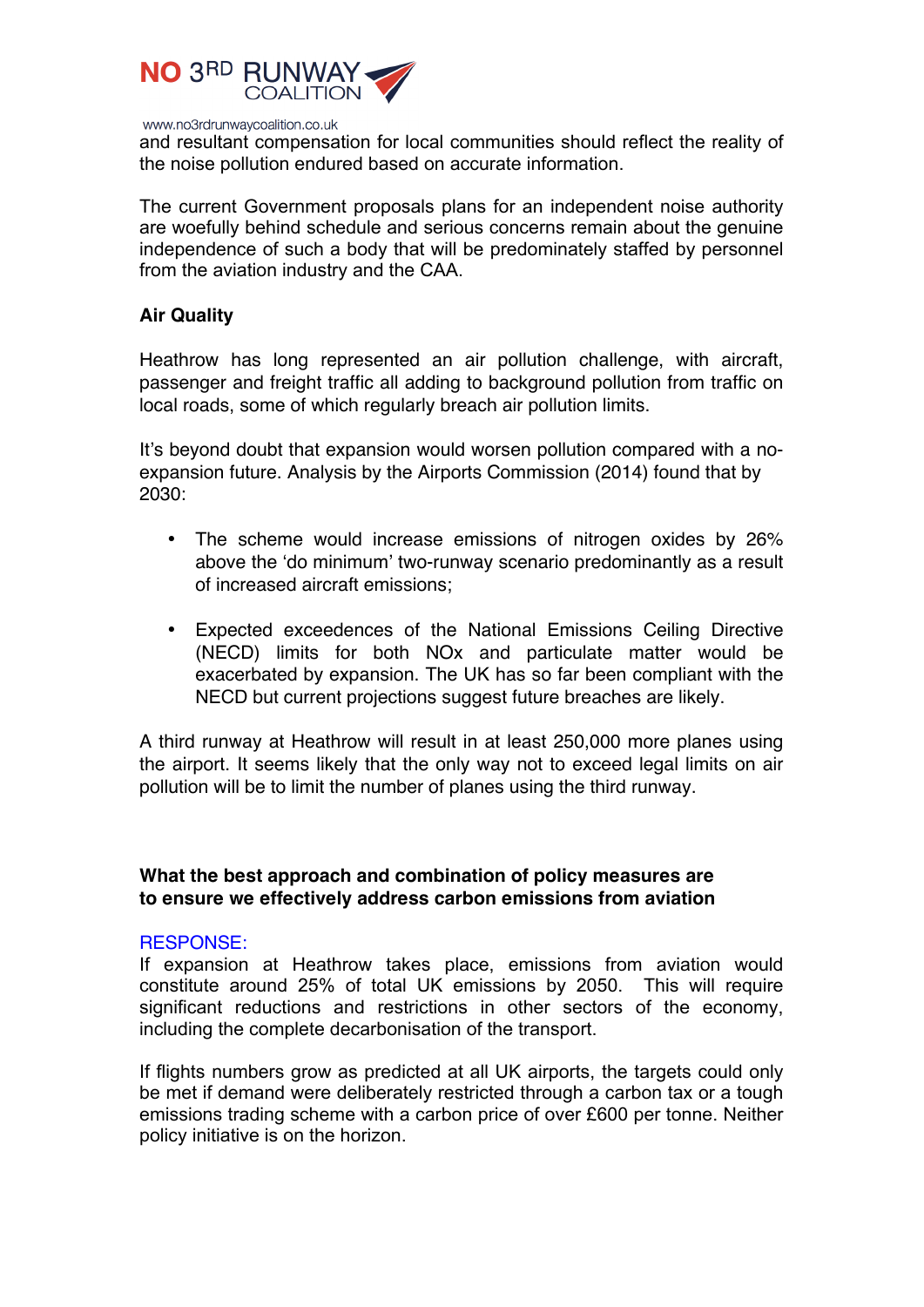and resultant compensation for local communities should reflect the reality of the noise pollution endured based on accurate information.

The current Government proposals plans for an independent noise authority are woefully behind schedule and serious concerns remain about the genuine independence of such a body that will be predominately staffed by personnel from the aviation industry and the CAA.

**Air Quality**

Heathrow has long represented an air pollution challenge, with aircraft, passenger and freight traffic all adding to background pollution from traffic on local roads, some of which regularly breach air pollution limits.

It's beyond doubt that expansion would worsen pollution compared with a no-expansion future. Analysis by the Airports Commission (2014) found that by 2030:

- The scheme would increase emissions of nitrogen oxides by 26% above the 'do minimum' two-runway scenario predominantly as a result of increased aircraft emissions;
- Expected exceedences of the National Emissions Ceiling Directive (NECD) limits for both NOx and particulate matter would be exacerbated by expansion. The UK has so far been compliant with the NECD but current projections suggest future breaches are likely.

A third runway at Heathrow will result in at least 250,000 more planes using the airport. It seems likely that the only way not to exceed legal limits on air pollution will be to limit the number of planes using the third runway.

**What the best approach and combination of policy measures are to ensure we effectively address carbon emissions from aviation**

RESPONSE:
If expansion at Heathrow takes place, emissions from aviation would constitute around 25% of total UK emissions by 2050. This will require significant reductions and restrictions in other sectors of the economy, including the complete decarbonisation of the transport.

If flights numbers grow as predicted at all UK airports, the targets could only be met if demand were deliberately restricted through a carbon tax or a tough emissions trading scheme with a carbon price of over £600 per tonne. Neither policy initiative is on the horizon.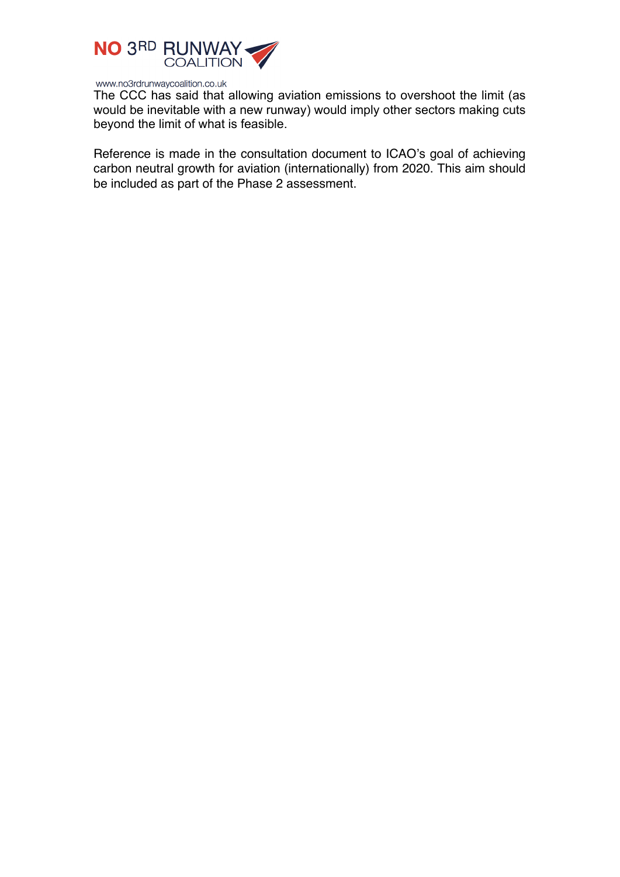The CCC has said that allowing aviation emissions to overshoot the limit (as would be inevitable with a new runway) would imply other sectors making cuts beyond the limit of what is feasible.

Reference is made in the consultation document to ICAO's goal of achieving carbon neutral growth for aviation (internationally) from 2020. This aim should be included as part of the Phase 2 assessment.